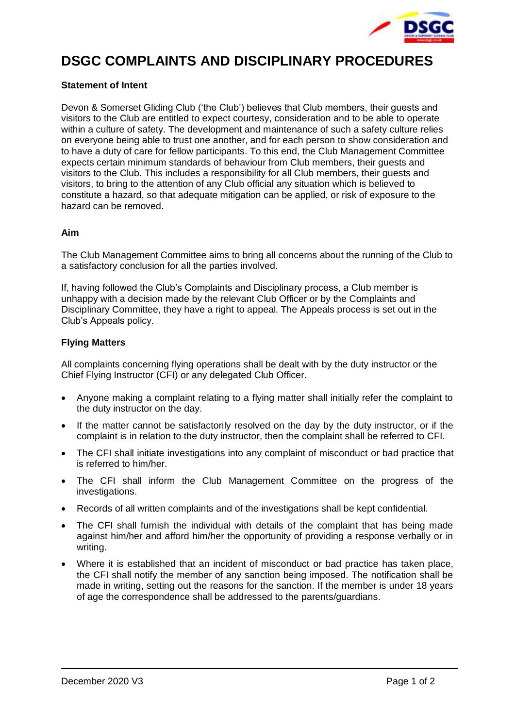# DSGC COMPLAINTS AND DISCIPLINARY PROCEDURES

**Statement of Intent**

Devon & Somerset Gliding Club ('the Club') believes that Club members, their guests and visitors to the Club are entitled to expect courtesy, consideration and to be able to operate within a culture of safety. The development and maintenance of such a safety culture relies on everyone being able to trust one another, and for each person to show consideration and to have a duty of care for fellow participants. To this end, the Club Management Committee expects certain minimum standards of behaviour from Club members, their guests and visitors to the Club. This includes a responsibility for all Club members, their guests and visitors, to bring to the attention of any Club official any situation which is believed to constitute a hazard, so that adequate mitigation can be applied, or risk of exposure to the hazard can be removed.

**Aim**

The Club Management Committee aims to bring all concerns about the running of the Club to a satisfactory conclusion for all the parties involved.

If, having followed the Club's Complaints and Disciplinary process, a Club member is unhappy with a decision made by the relevant Club Officer or by the Complaints and Disciplinary Committee, they have a right to appeal. The Appeals process is set out in the Club's Appeals policy.

**Flying Matters**

All complaints concerning flying operations shall be dealt with by the duty instructor or the Chief Flying Instructor (CFI) or any delegated Club Officer.

- Anyone making a complaint relating to a flying matter shall initially refer the complaint to the duty instructor on the day.
- If the matter cannot be satisfactorily resolved on the day by the duty instructor, or if the complaint is in relation to the duty instructor, then the complaint shall be referred to CFI.
- The CFI shall initiate investigations into any complaint of misconduct or bad practice that is referred to him/her.
- The CFI shall inform the Club Management Committee on the progress of the investigations.
- Records of all written complaints and of the investigations shall be kept confidential.
- The CFI shall furnish the individual with details of the complaint that has being made against him/her and afford him/her the opportunity of providing a response verbally or in writing.
- Where it is established that an incident of misconduct or bad practice has taken place, the CFI shall notify the member of any sanction being imposed. The notification shall be made in writing, setting out the reasons for the sanction. If the member is under 18 years of age the correspondence shall be addressed to the parents/guardians.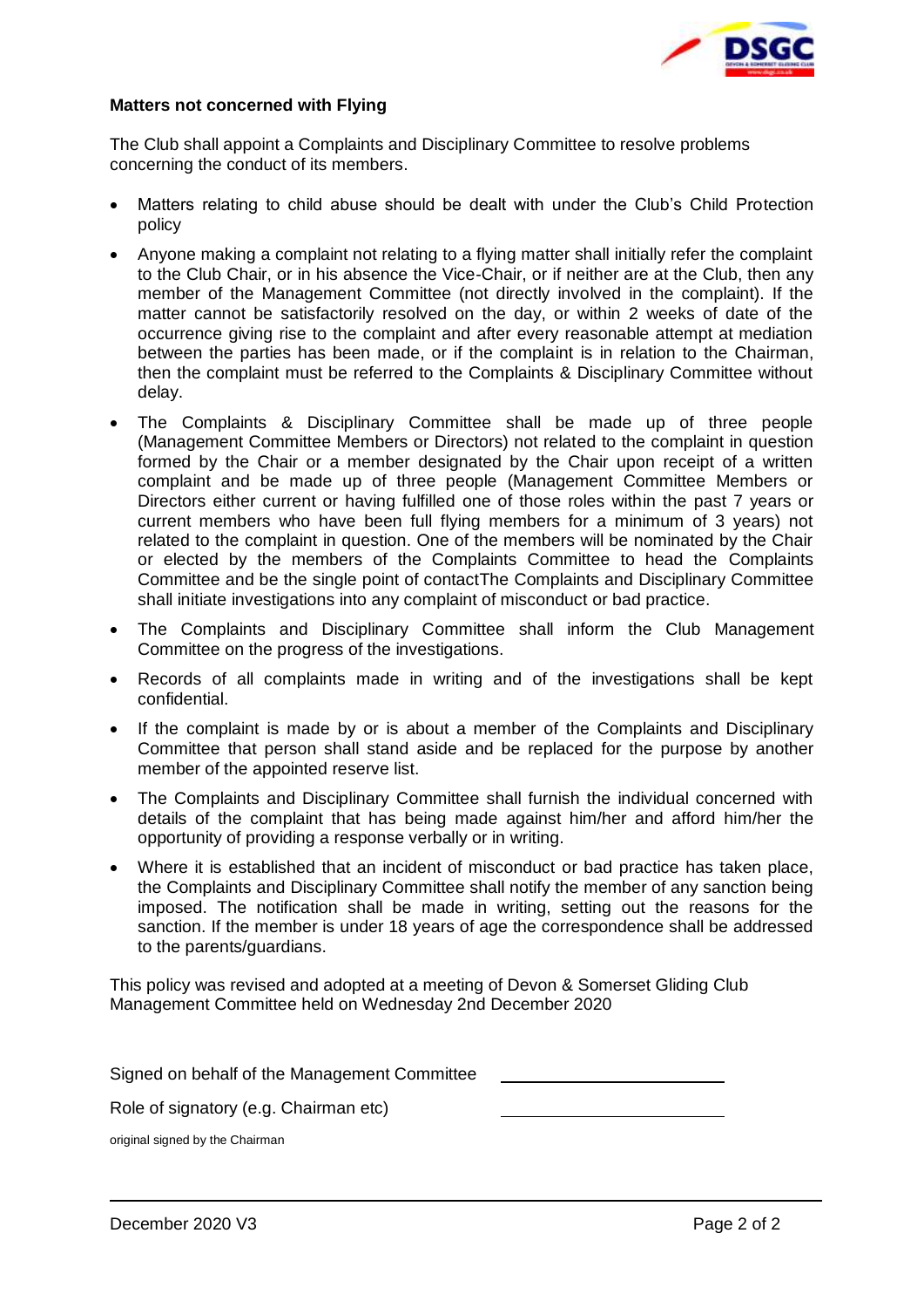**Matters not concerned with Flying**

The Club shall appoint a Complaints and Disciplinary Committee to resolve problems concerning the conduct of its members.

- Matters relating to child abuse should be dealt with under the Club's Child Protection policy
- Anyone making a complaint not relating to a flying matter shall initially refer the complaint to the Club Chair, or in his absence the Vice-Chair, or if neither are at the Club, then any member of the Management Committee (not directly involved in the complaint). If the matter cannot be satisfactorily resolved on the day, or within 2 weeks of date of the occurrence giving rise to the complaint and after every reasonable attempt at mediation between the parties has been made, or if the complaint is in relation to the Chairman, then the complaint must be referred to the Complaints & Disciplinary Committee without delay.
- The Complaints & Disciplinary Committee shall be made up of three people (Management Committee Members or Directors) not related to the complaint in question formed by the Chair or a member designated by the Chair upon receipt of a written complaint and be made up of three people (Management Committee Members or Directors either current or having fulfilled one of those roles within the past 7 years or current members who have been full flying members for a minimum of 3 years) not related to the complaint in question. One of the members will be nominated by the Chair or elected by the members of the Complaints Committee to head the Complaints Committee and be the single point of contactThe Complaints and Disciplinary Committee shall initiate investigations into any complaint of misconduct or bad practice.
- The Complaints and Disciplinary Committee shall inform the Club Management Committee on the progress of the investigations.
- Records of all complaints made in writing and of the investigations shall be kept confidential.
- If the complaint is made by or is about a member of the Complaints and Disciplinary Committee that person shall stand aside and be replaced for the purpose by another member of the appointed reserve list.
- The Complaints and Disciplinary Committee shall furnish the individual concerned with details of the complaint that has being made against him/her and afford him/her the opportunity of providing a response verbally or in writing.
- Where it is established that an incident of misconduct or bad practice has taken place, the Complaints and Disciplinary Committee shall notify the member of any sanction being imposed. The notification shall be made in writing, setting out the reasons for the sanction. If the member is under 18 years of age the correspondence shall be addressed to the parents/guardians.

This policy was revised and adopted at a meeting of Devon & Somerset Gliding Club Management Committee held on Wednesday 2nd December 2020

Signed on behalf of the Management Committee \_\_\_\_\_\_\_\_\_\_\_\_\_\_\_\_\_\_\_\_

Role of signatory (e.g. Chairman etc) \_\_\_\_\_\_\_\_\_\_\_\_\_\_\_\_\_\_\_\_

original signed by the Chairman

December 2020 V3